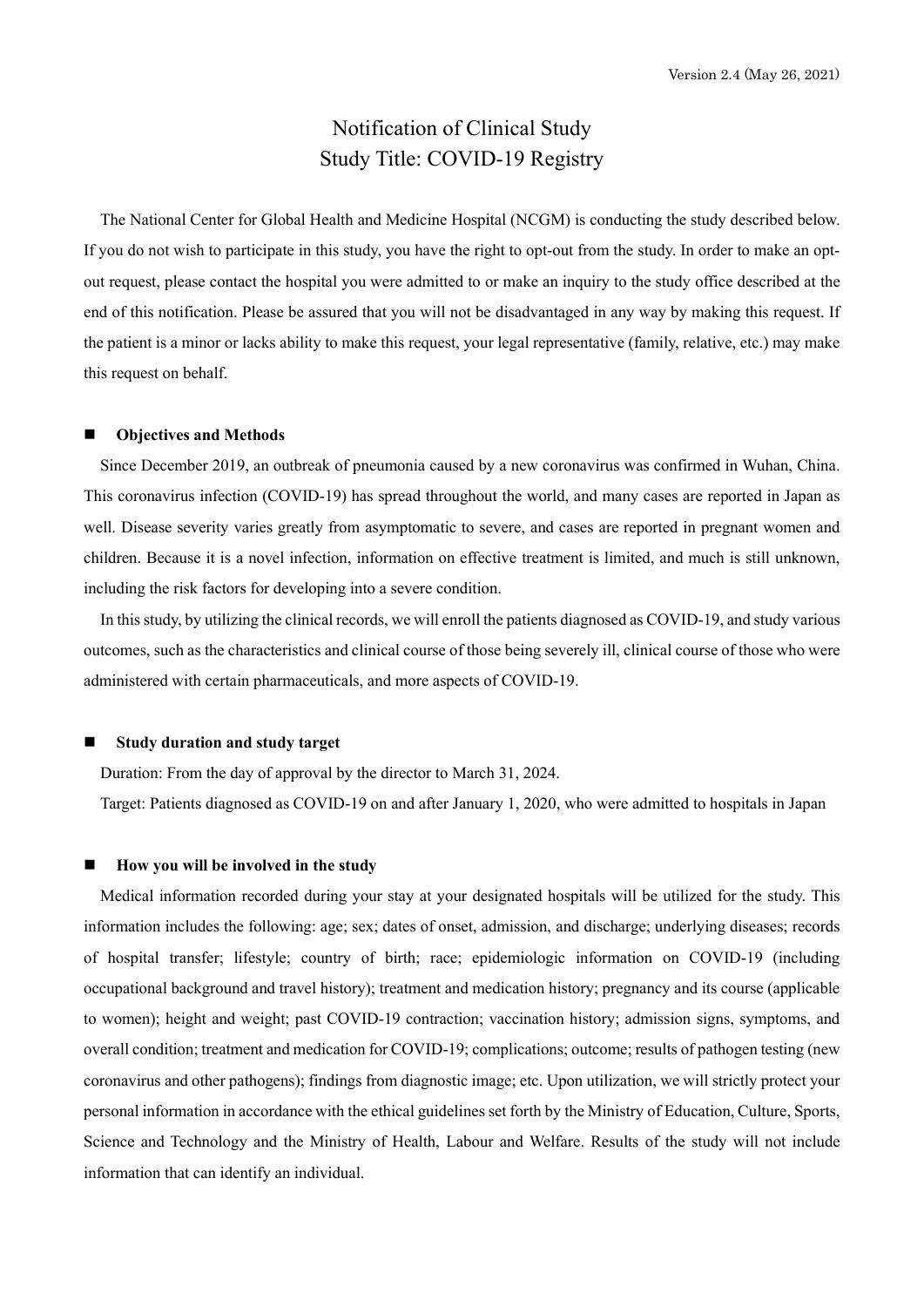Version 2.4 (May 26, 2021)

# Notification of Clinical Study
# Study Title: COVID-19 Registry

The National Center for Global Health and Medicine Hospital (NCGM) is conducting the study described below. If you do not wish to participate in this study, you have the right to opt-out from the study. In order to make an opt-out request, please contact the hospital you were admitted to or make an inquiry to the study office described at the end of this notification. Please be assured that you will not be disadvantaged in any way by making this request. If the patient is a minor or lacks ability to make this request, your legal representative (family, relative, etc.) may make this request on behalf.

## ■ Objectives and Methods

Since December 2019, an outbreak of pneumonia caused by a new coronavirus was confirmed in Wuhan, China. This coronavirus infection (COVID-19) has spread throughout the world, and many cases are reported in Japan as well. Disease severity varies greatly from asymptomatic to severe, and cases are reported in pregnant women and children. Because it is a novel infection, information on effective treatment is limited, and much is still unknown, including the risk factors for developing into a severe condition.

In this study, by utilizing the clinical records, we will enroll the patients diagnosed as COVID-19, and study various outcomes, such as the characteristics and clinical course of those being severely ill, clinical course of those who were administered with certain pharmaceuticals, and more aspects of COVID-19.

## ■ Study duration and study target

Duration: From the day of approval by the director to March 31, 2024.

Target: Patients diagnosed as COVID-19 on and after January 1, 2020, who were admitted to hospitals in Japan

## ■ How you will be involved in the study

Medical information recorded during your stay at your designated hospitals will be utilized for the study. This information includes the following: age; sex; dates of onset, admission, and discharge; underlying diseases; records of hospital transfer; lifestyle; country of birth; race; epidemiologic information on COVID-19 (including occupational background and travel history); treatment and medication history; pregnancy and its course (applicable to women); height and weight; past COVID-19 contraction; vaccination history; admission signs, symptoms, and overall condition; treatment and medication for COVID-19; complications; outcome; results of pathogen testing (new coronavirus and other pathogens); findings from diagnostic image; etc. Upon utilization, we will strictly protect your personal information in accordance with the ethical guidelines set forth by the Ministry of Education, Culture, Sports, Science and Technology and the Ministry of Health, Labour and Welfare. Results of the study will not include information that can identify an individual.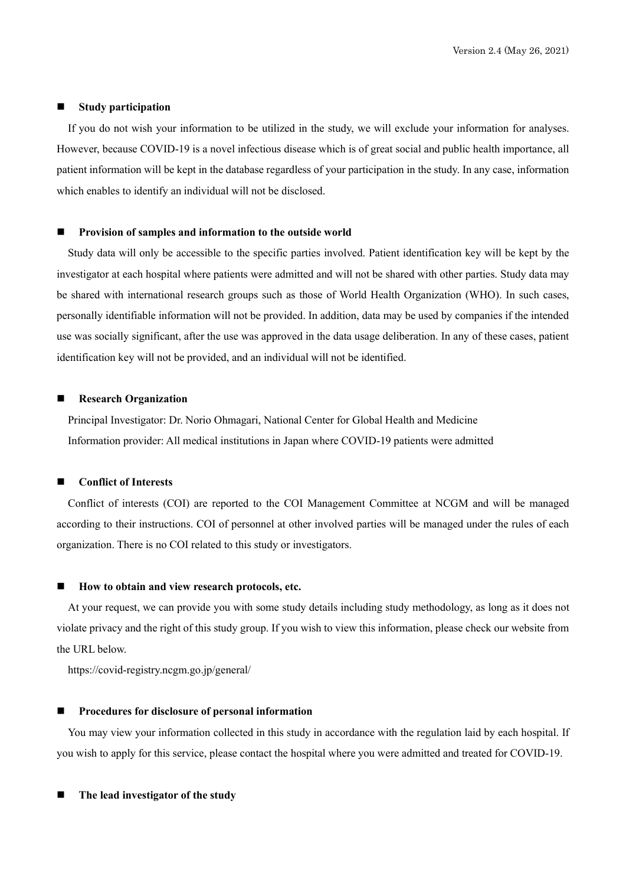## Study participation

If you do not wish your information to be utilized in the study, we will exclude your information for analyses. However, because COVID-19 is a novel infectious disease which is of great social and public health importance, all patient information will be kept in the database regardless of your participation in the study. In any case, information which enables to identify an individual will not be disclosed.

## Provision of samples and information to the outside world

Study data will only be accessible to the specific parties involved. Patient identification key will be kept by the investigator at each hospital where patients were admitted and will not be shared with other parties. Study data may be shared with international research groups such as those of World Health Organization (WHO). In such cases, personally identifiable information will not be provided. In addition, data may be used by companies if the intended use was socially significant, after the use was approved in the data usage deliberation. In any of these cases, patient identification key will not be provided, and an individual will not be identified.

## Research Organization

Principal Investigator: Dr. Norio Ohmagari, National Center for Global Health and Medicine

Information provider: All medical institutions in Japan where COVID-19 patients were admitted

## Conflict of Interests

Conflict of interests (COI) are reported to the COI Management Committee at NCGM and will be managed according to their instructions. COI of personnel at other involved parties will be managed under the rules of each organization. There is no COI related to this study or investigators.

## How to obtain and view research protocols, etc.

At your request, we can provide you with some study details including study methodology, as long as it does not violate privacy and the right of this study group. If you wish to view this information, please check our website from the URL below.

https://covid-registry.ncgm.go.jp/general/

## Procedures for disclosure of personal information

You may view your information collected in this study in accordance with the regulation laid by each hospital. If you wish to apply for this service, please contact the hospital where you were admitted and treated for COVID-19.

## The lead investigator of the study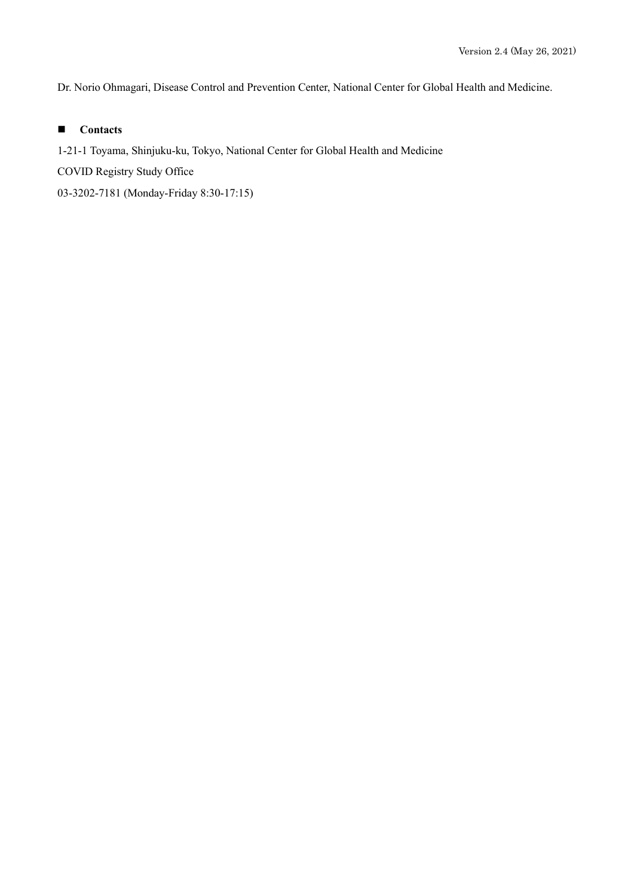Dr. Norio Ohmagari, Disease Control and Prevention Center, National Center for Global Health and Medicine.

- **Contacts**

1-21-1 Toyama, Shinjuku-ku, Tokyo, National Center for Global Health and Medicine

COVID Registry Study Office

03-3202-7181 (Monday-Friday 8:30-17:15)